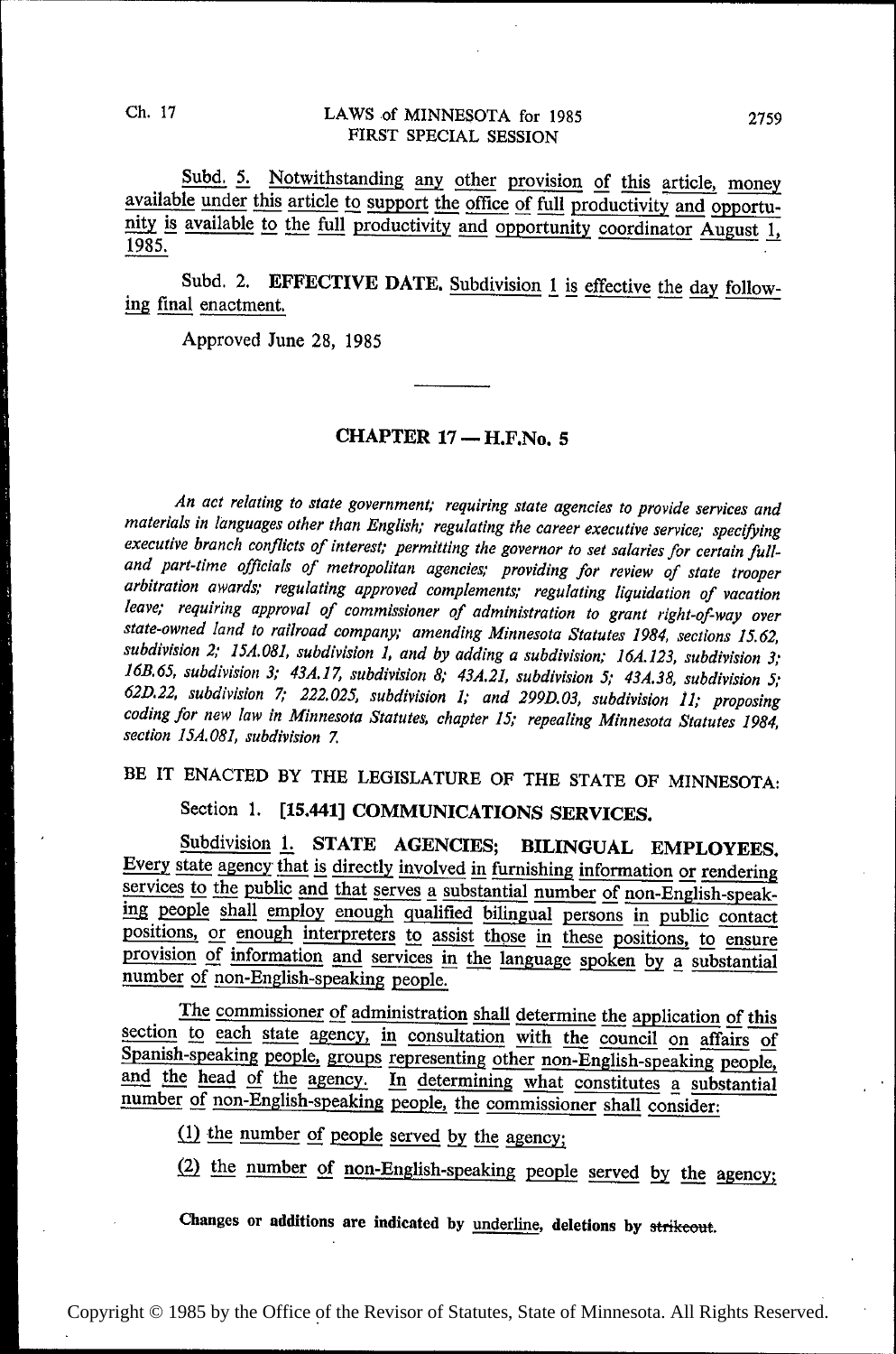Subd. 5. Notwithstanding any other provision of this article, money available under this article to support the office of full productivity and opportunity is available to the full productivity and opportunity coordinator August 1, 1985.

Subd. 2. **EFFECTIVE DATE.** Subdivision 1 is effective the day following final enactment.

Approved June 28, 1985

---

## CHAPTER 17 — H.F.No. 5

*An act relating to state government; requiring state agencies to provide services and materials in languages other than English; regulating the career executive service; specifying executive branch conflicts of interest; permitting the governor to set salaries for certain full- and part-time officials of metropolitan agencies; providing for review of state trooper arbitration awards; regulating approved complements; regulating liquidation of vacation leave; requiring approval of commissioner of administration to grant right-of-way over state-owned land to railroad company; amending Minnesota Statutes 1984, sections 15.62, subdivision 2; 15A.081, subdivision 1, and by adding a subdivision; 16A.123, subdivision 3; 16B.65, subdivision 3; 43A.17, subdivision 8; 43A.21, subdivision 5; 43A.38, subdivision 5; 62D.22, subdivision 7; 222.025, subdivision 1; and 299D.03, subdivision 11; proposing coding for new law in Minnesota Statutes, chapter 15; repealing Minnesota Statutes 1984, section 15A.081, subdivision 7.*

BE IT ENACTED BY THE LEGISLATURE OF THE STATE OF MINNESOTA:

Section 1. **[15.441] COMMUNICATIONS SERVICES.**

Subdivision 1. **STATE AGENCIES; BILINGUAL EMPLOYEES.** Every state agency that is directly involved in furnishing information or rendering services to the public and that serves a substantial number of non-English-speaking people shall employ enough qualified bilingual persons in public contact positions, or enough interpreters to assist those in these positions, to ensure provision of information and services in the language spoken by a substantial number of non-English-speaking people.

The commissioner of administration shall determine the application of this section to each state agency, in consultation with the council on affairs of Spanish-speaking people, groups representing other non-English-speaking people, and the head of the agency. In determining what constitutes a substantial number of non-English-speaking people, the commissioner shall consider:

(1) the number of people served by the agency;

(2) the number of non-English-speaking people served by the agency;

**Changes or additions are indicated by underline, deletions by ~~strikeout~~.**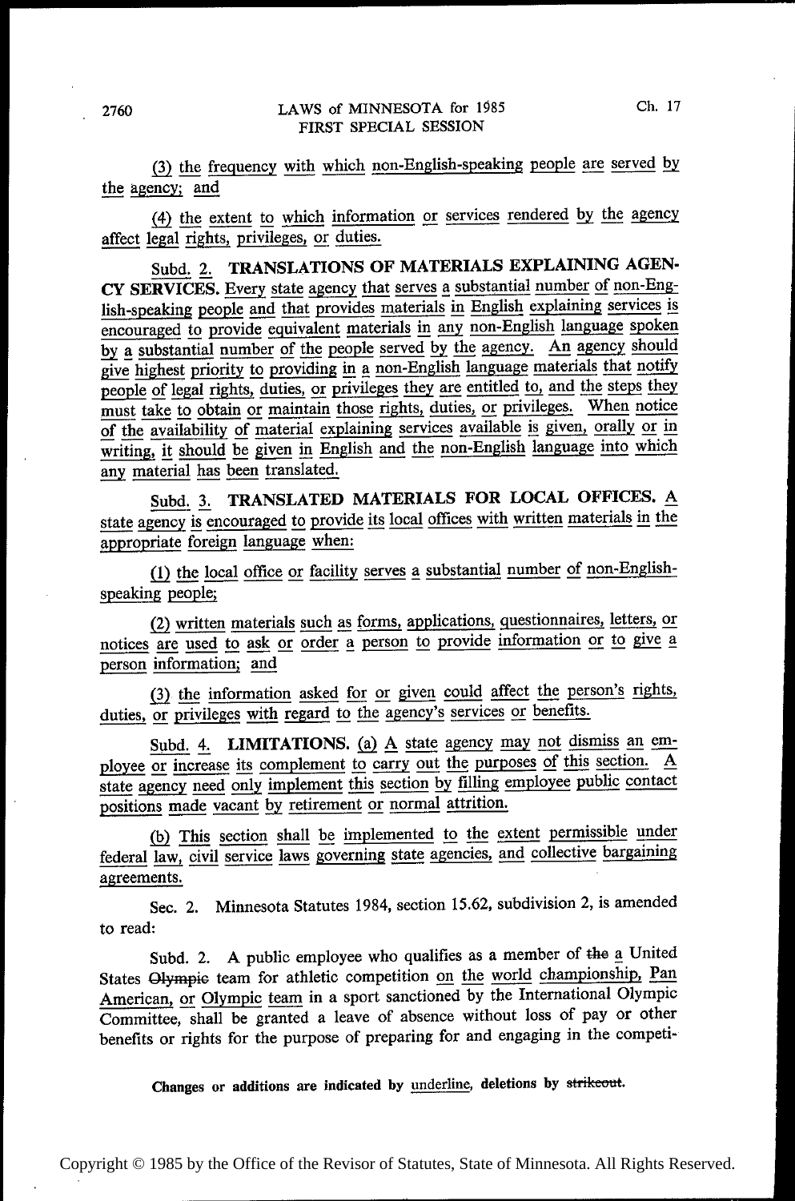(3) the frequency with which non-English-speaking people are served by the agency; and

(4) the extent to which information or services rendered by the agency affect legal rights, privileges, or duties.

Subd. 2. **TRANSLATIONS OF MATERIALS EXPLAINING AGENCY SERVICES.** Every state agency that serves a substantial number of non-English-speaking people and that provides materials in English explaining services is encouraged to provide equivalent materials in any non-English language spoken by a substantial number of the people served by the agency. An agency should give highest priority to providing in a non-English language materials that notify people of legal rights, duties, or privileges they are entitled to, and the steps they must take to obtain or maintain those rights, duties, or privileges. When notice of the availability of material explaining services available is given, orally or in writing, it should be given in English and the non-English language into which any material has been translated.

Subd. 3. **TRANSLATED MATERIALS FOR LOCAL OFFICES.** A state agency is encouraged to provide its local offices with written materials in the appropriate foreign language when:

(1) the local office or facility serves a substantial number of non-English-speaking people;

(2) written materials such as forms, applications, questionnaires, letters, or notices are used to ask or order a person to provide information or to give a person information; and

(3) the information asked for or given could affect the person's rights, duties, or privileges with regard to the agency's services or benefits.

Subd. 4. **LIMITATIONS.** (a) A state agency may not dismiss an employee or increase its complement to carry out the purposes of this section. A state agency need only implement this section by filling employee public contact positions made vacant by retirement or normal attrition.

(b) This section shall be implemented to the extent permissible under federal law, civil service laws governing state agencies, and collective bargaining agreements.

Sec. 2. Minnesota Statutes 1984, section 15.62, subdivision 2, is amended to read:

Subd. 2. A public employee who qualifies as a member of ~~the~~ a United States ~~Olympic~~ team for athletic competition on the world championship, Pan American, or Olympic team in a sport sanctioned by the International Olympic Committee, shall be granted a leave of absence without loss of pay or other benefits or rights for the purpose of preparing for and engaging in the competi-

**Changes or additions are indicated by underline, deletions by ~~strikeout~~.**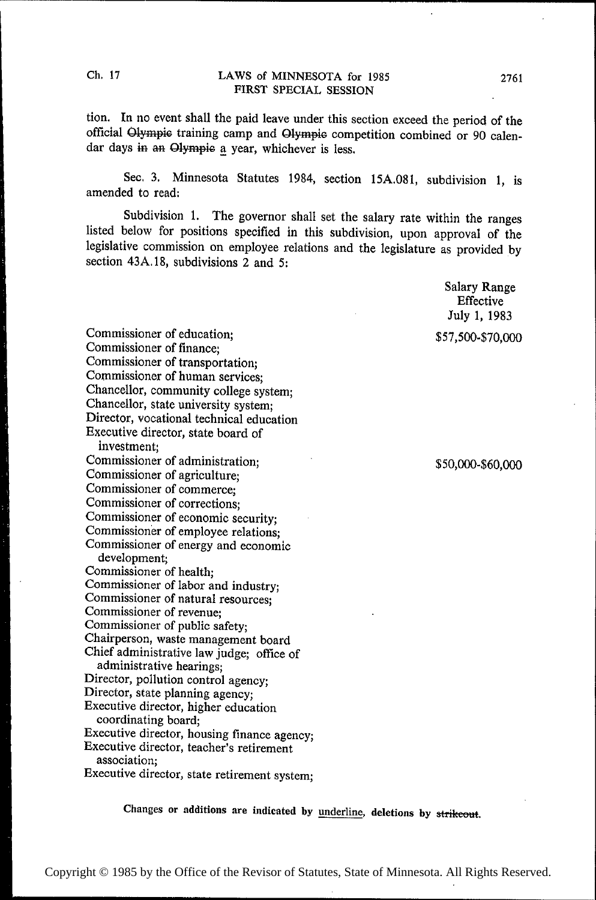tion. In no event shall the paid leave under this section exceed the period of the official ~~Olympic~~ training camp and ~~Olympic~~ competition combined or 90 calendar days ~~in an Olympic~~ <u>a</u> year, whichever is less.

Sec. 3. Minnesota Statutes 1984, section 15A.081, subdivision 1, is amended to read:

Subdivision 1. The governor shall set the salary rate within the ranges listed below for positions specified in this subdivision, upon approval of the legislative commission on employee relations and the legislature as provided by section 43A.18, subdivisions 2 and 5:

| | Salary Range Effective July 1, 1983 |
|---|---|
| Commissioner of education; | $57,500-$70,000 |
| Commissioner of finance; | |
| Commissioner of transportation; | |
| Commissioner of human services; | |
| Chancellor, community college system; | |
| Chancellor, state university system; | |
| Director, vocational technical education | |
| Executive director, state board of investment; | |
| Commissioner of administration; | $50,000-$60,000 |
| Commissioner of agriculture; | |
| Commissioner of commerce; | |
| Commissioner of corrections; | |
| Commissioner of economic security; | |
| Commissioner of employee relations; | |
| Commissioner of energy and economic development; | |
| Commissioner of health; | |
| Commissioner of labor and industry; | |
| Commissioner of natural resources; | |
| Commissioner of revenue; | |
| Commissioner of public safety; | |
| Chairperson, waste management board | |
| Chief administrative law judge; office of administrative hearings; | |
| Director, pollution control agency; | |
| Director, state planning agency; | |
| Executive director, higher education coordinating board; | |
| Executive director, housing finance agency; | |
| Executive director, teacher's retirement association; | |
| Executive director, state retirement system; | |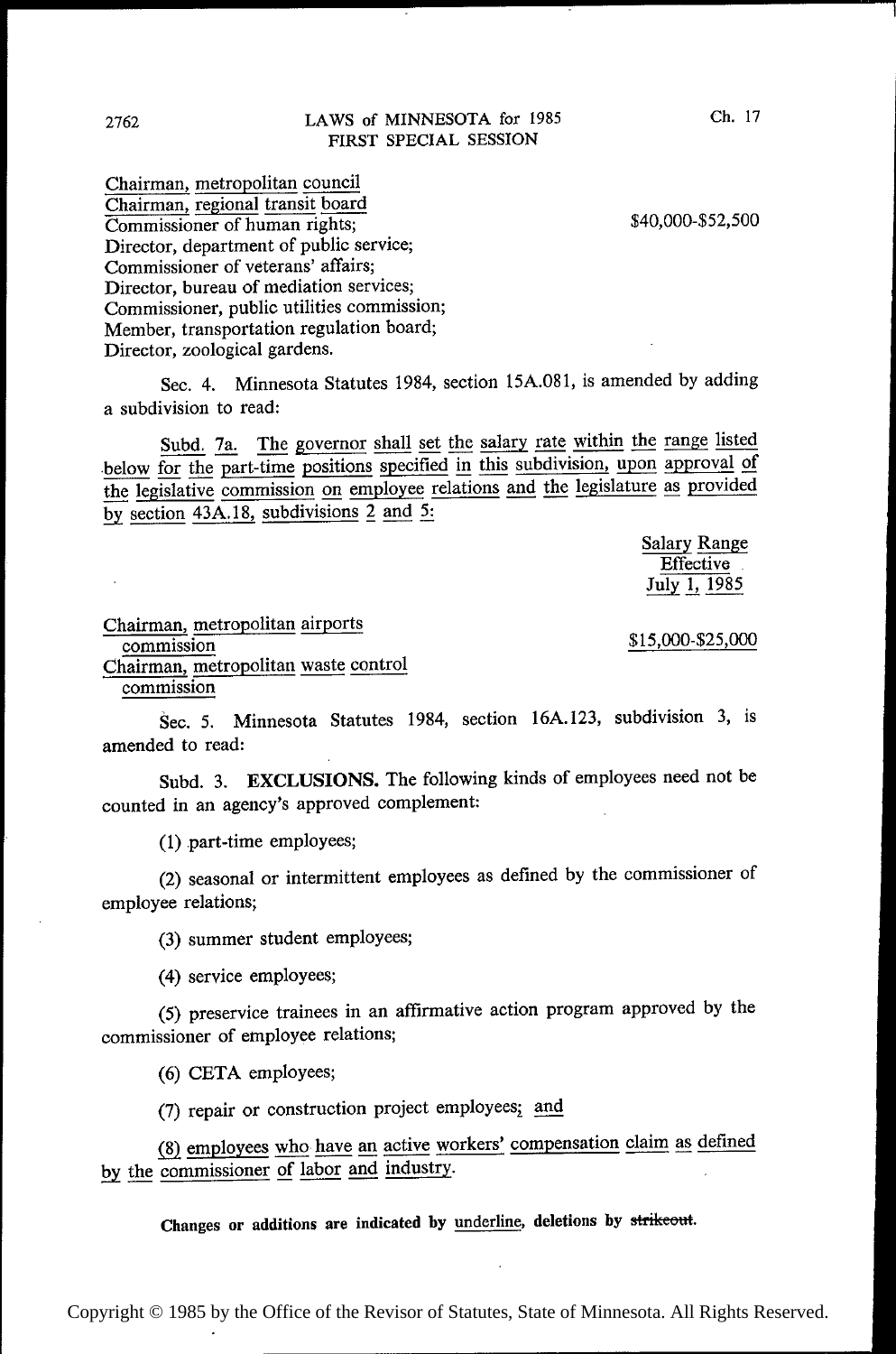Chairman, metropolitan council
Chairman, regional transit board
Commissioner of human rights; $40,000-$52,500
Director, department of public service;
Commissioner of veterans' affairs;
Director, bureau of mediation services;
Commissioner, public utilities commission;
Member, transportation regulation board;
Director, zoological gardens.

Sec. 4. Minnesota Statutes 1984, section 15A.081, is amended by adding a subdivision to read:

Subd. 7a. The governor shall set the salary rate within the range listed below for the part-time positions specified in this subdivision, upon approval of the legislative commission on employee relations and the legislature as provided by section 43A.18, subdivisions 2 and 5:

| | Salary Range Effective July 1, 1985 |
|---|---|
| Chairman, metropolitan airports commission | $15,000-$25,000 |
| Chairman, metropolitan waste control commission | |

Sec. 5. Minnesota Statutes 1984, section 16A.123, subdivision 3, is amended to read:

Subd. 3. **EXCLUSIONS.** The following kinds of employees need not be counted in an agency's approved complement:

(1) part-time employees;

(2) seasonal or intermittent employees as defined by the commissioner of employee relations;

(3) summer student employees;

(4) service employees;

(5) preservice trainees in an affirmative action program approved by the commissioner of employee relations;

(6) CETA employees;

(7) repair or construction project employees; and

(8) employees who have an active workers' compensation claim as defined by the commissioner of labor and industry.

**Changes or additions are indicated by underline, deletions by ~~strikeout~~.**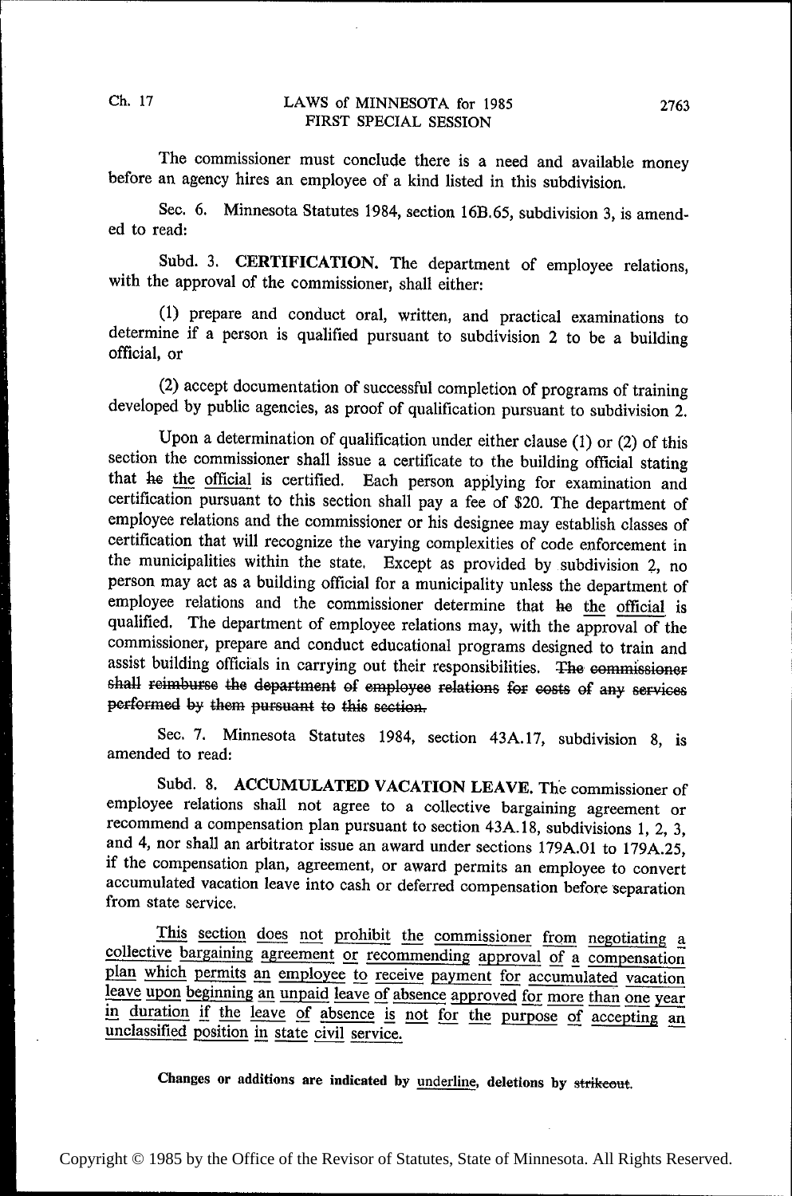The commissioner must conclude there is a need and available money before an agency hires an employee of a kind listed in this subdivision.

Sec. 6. Minnesota Statutes 1984, section 16B.65, subdivision 3, is amended to read:

Subd. 3. **CERTIFICATION.** The department of employee relations, with the approval of the commissioner, shall either:

(1) prepare and conduct oral, written, and practical examinations to determine if a person is qualified pursuant to subdivision 2 to be a building official, or

(2) accept documentation of successful completion of programs of training developed by public agencies, as proof of qualification pursuant to subdivision 2.

Upon a determination of qualification under either clause (1) or (2) of this section the commissioner shall issue a certificate to the building official stating that ~~he~~ <u>the official</u> is certified. Each person applying for examination and certification pursuant to this section shall pay a fee of $20. The department of employee relations and the commissioner or his designee may establish classes of certification that will recognize the varying complexities of code enforcement in the municipalities within the state. Except as provided by subdivision 2, no person may act as a building official for a municipality unless the department of employee relations and the commissioner determine that ~~he~~ <u>the official</u> is qualified. The department of employee relations may, with the approval of the commissioner, prepare and conduct educational programs designed to train and assist building officials in carrying out their responsibilities. ~~The commissioner shall reimburse the department of employee relations for costs of any services performed by them pursuant to this section.~~

Sec. 7. Minnesota Statutes 1984, section 43A.17, subdivision 8, is amended to read:

Subd. 8. **ACCUMULATED VACATION LEAVE.** The commissioner of employee relations shall not agree to a collective bargaining agreement or recommend a compensation plan pursuant to section 43A.18, subdivisions 1, 2, 3, and 4, nor shall an arbitrator issue an award under sections 179A.01 to 179A.25, if the compensation plan, agreement, or award permits an employee to convert accumulated vacation leave into cash or deferred compensation before separation from state service.

<u>This section does not prohibit the commissioner from negotiating a collective bargaining agreement or recommending approval of a compensation plan which permits an employee to receive payment for accumulated vacation leave upon beginning an unpaid leave of absence approved for more than one year in duration if the leave of absence is not for the purpose of accepting an unclassified position in state civil service.</u>

**Changes or additions are indicated by <u>underline</u>, deletions by ~~strikeout~~.**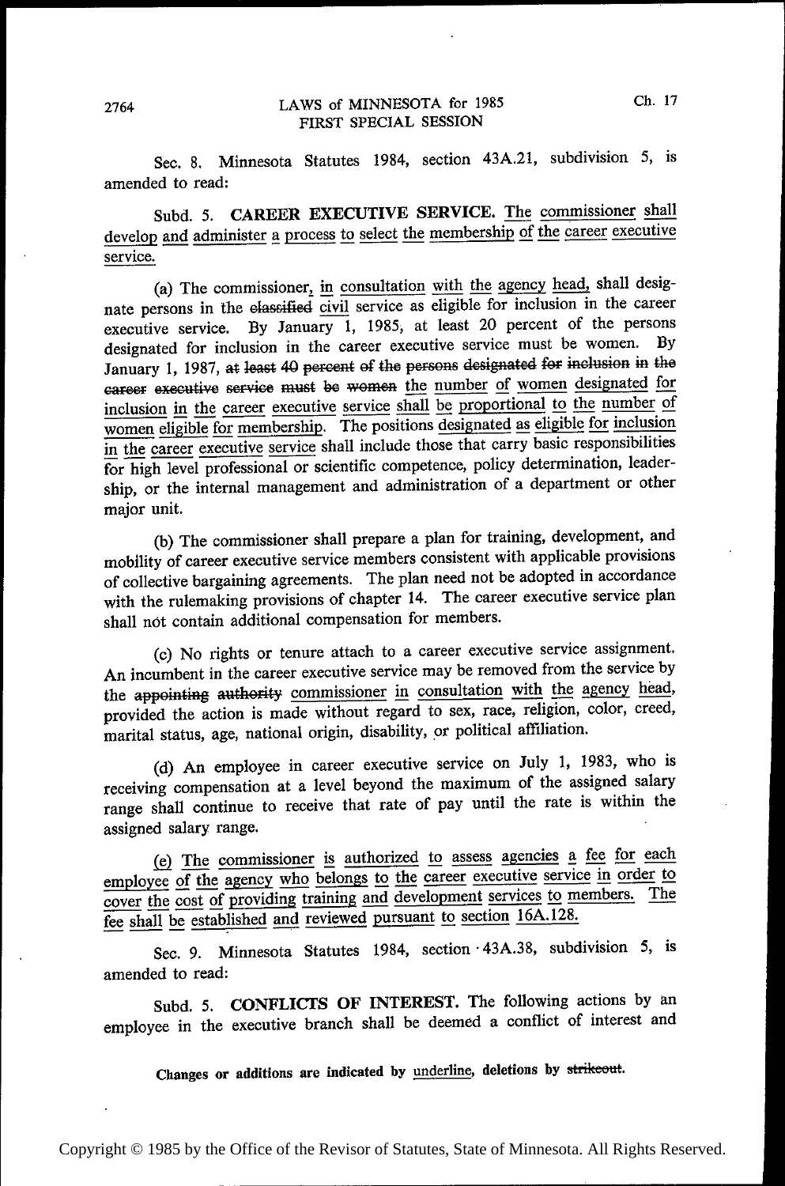Sec. 8. Minnesota Statutes 1984, section 43A.21, subdivision 5, is amended to read:

Subd. 5. **CAREER EXECUTIVE SERVICE.** <u>The commissioner shall develop and administer a process to select the membership of the career executive service.</u>

(a) The commissioner<u>, in consultation with the agency head,</u> shall designate persons in the ~~classified~~ <u>civil</u> service as eligible for inclusion in the career executive service. By January 1, 1985, at least 20 percent of the persons designated for inclusion in the career executive service must be women. By January 1, 1987, ~~at least 40 percent of the persons designated for inclusion in the career executive service must be women~~ <u>the number of women designated for inclusion in the career executive service shall be proportional to the number of women eligible for membership</u>. The positions <u>designated as eligible for inclusion in the career executive service</u> shall include those that carry basic responsibilities for high level professional or scientific competence, policy determination, leadership, or the internal management and administration of a department or other major unit.

(b) The commissioner shall prepare a plan for training, development, and mobility of career executive service members consistent with applicable provisions of collective bargaining agreements. The plan need not be adopted in accordance with the rulemaking provisions of chapter 14. The career executive service plan shall not contain additional compensation for members.

(c) No rights or tenure attach to a career executive service assignment. An incumbent in the career executive service may be removed from the service by the ~~appointing authority~~ <u>commissioner in consultation with the agency head</u>, provided the action is made without regard to sex, race, religion, color, creed, marital status, age, national origin, disability, or political affiliation.

(d) An employee in career executive service on July 1, 1983, who is receiving compensation at a level beyond the maximum of the assigned salary range shall continue to receive that rate of pay until the rate is within the assigned salary range.

<u>(e) The commissioner is authorized to assess agencies a fee for each employee of the agency who belongs to the career executive service in order to cover the cost of providing training and development services to members. The fee shall be established and reviewed pursuant to section 16A.128.</u>

Sec. 9. Minnesota Statutes 1984, section 43A.38, subdivision 5, is amended to read:

Subd. 5. **CONFLICTS OF INTEREST.** The following actions by an employee in the executive branch shall be deemed a conflict of interest and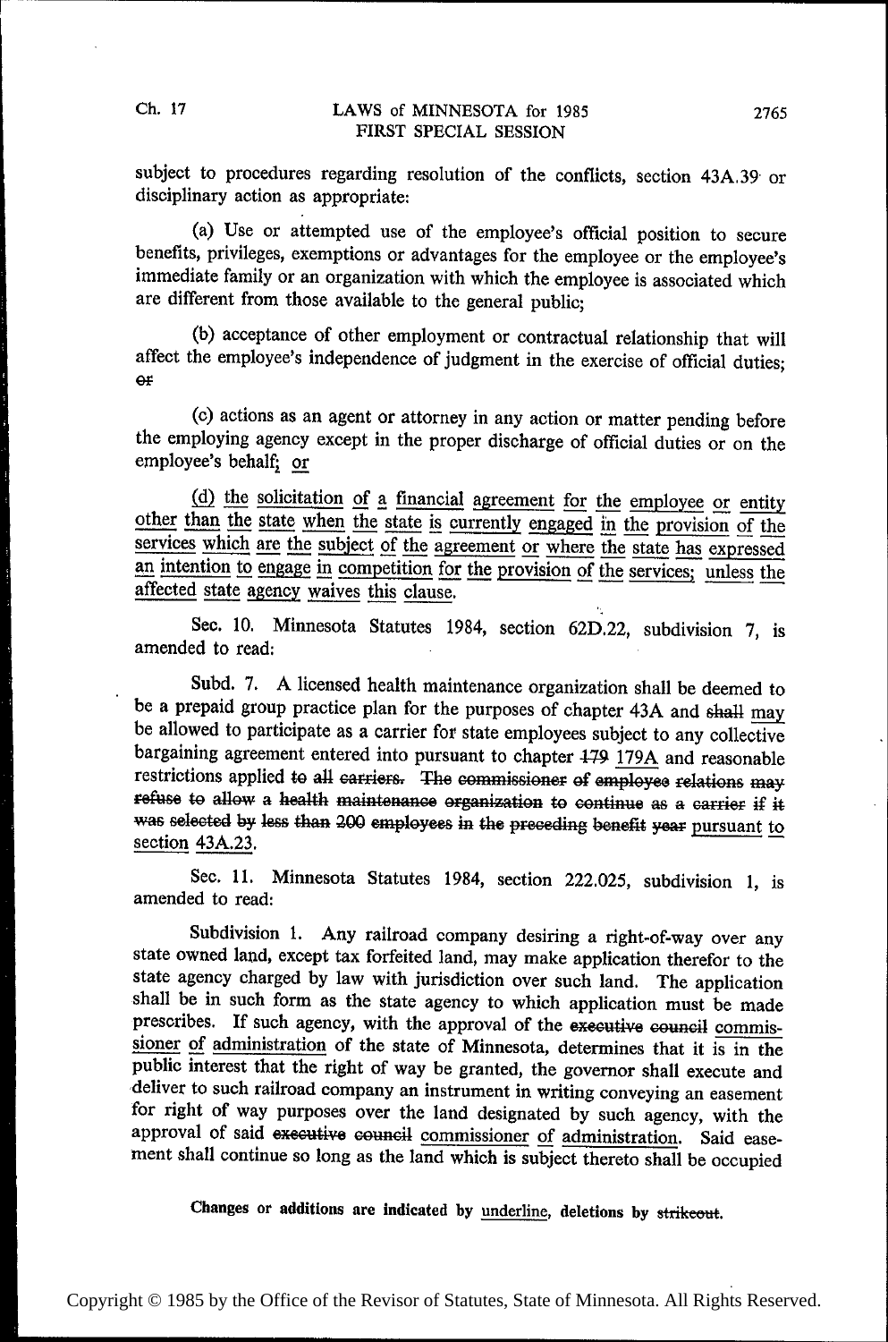subject to procedures regarding resolution of the conflicts, section 43A.39 or disciplinary action as appropriate:

(a) Use or attempted use of the employee's official position to secure benefits, privileges, exemptions or advantages for the employee or the employee's immediate family or an organization with which the employee is associated which are different from those available to the general public;

(b) acceptance of other employment or contractual relationship that will affect the employee's independence of judgment in the exercise of official duties; ~~or~~

(c) actions as an agent or attorney in any action or matter pending before the employing agency except in the proper discharge of official duties or on the employee's behalf<u>; or</u>

<u>(d) the solicitation of a financial agreement for the employee or entity other than the state when the state is currently engaged in the provision of the services which are the subject of the agreement or where the state has expressed an intention to engage in competition for the provision of the services; unless the affected state agency waives this clause.</u>

Sec. 10. Minnesota Statutes 1984, section 62D.22, subdivision 7, is amended to read:

Subd. 7. A licensed health maintenance organization shall be deemed to be a prepaid group practice plan for the purposes of chapter 43A and ~~shall~~ <u>may</u> be allowed to participate as a carrier for state employees subject to any collective bargaining agreement entered into pursuant to chapter ~~179~~ <u>179A</u> and reasonable restrictions applied ~~to all carriers. The commissioner of employee relations may refuse to allow a health maintenance organization to continue as a carrier if it was selected by less than 200 employees in the preceding benefit year~~ <u>pursuant to section 43A.23</u>.

Sec. 11. Minnesota Statutes 1984, section 222.025, subdivision 1, is amended to read:

Subdivision 1. Any railroad company desiring a right-of-way over any state owned land, except tax forfeited land, may make application therefor to the state agency charged by law with jurisdiction over such land. The application shall be in such form as the state agency to which application must be made prescribes. If such agency, with the approval of the ~~executive council~~ <u>commissioner of administration</u> of the state of Minnesota, determines that it is in the public interest that the right of way be granted, the governor shall execute and deliver to such railroad company an instrument in writing conveying an easement for right of way purposes over the land designated by such agency, with the approval of said ~~executive council~~ <u>commissioner of administration</u>. Said easement shall continue so long as the land which is subject thereto shall be occupied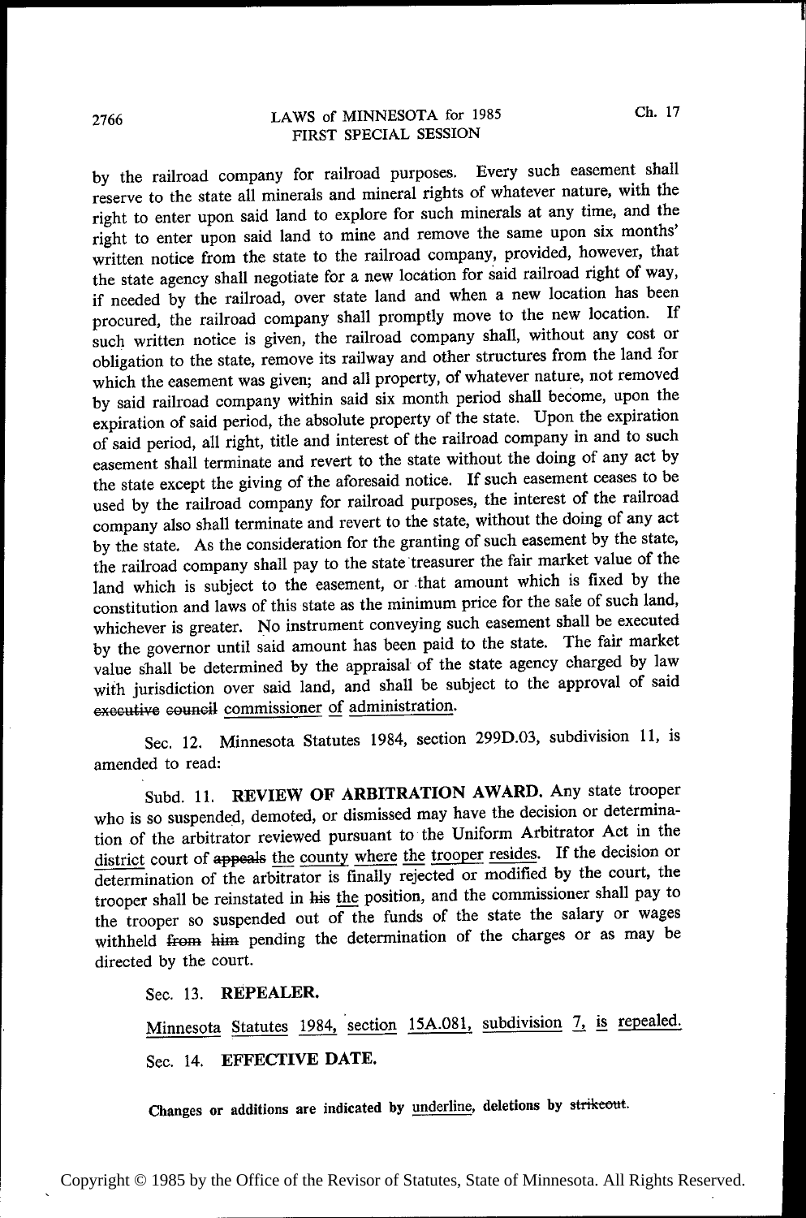by the railroad company for railroad purposes. Every such easement shall reserve to the state all minerals and mineral rights of whatever nature, with the right to enter upon said land to explore for such minerals at any time, and the right to enter upon said land to mine and remove the same upon six months' written notice from the state to the railroad company, provided, however, that the state agency shall negotiate for a new location for said railroad right of way, if needed by the railroad, over state land and when a new location has been procured, the railroad company shall promptly move to the new location. If such written notice is given, the railroad company shall, without any cost or obligation to the state, remove its railway and other structures from the land for which the easement was given; and all property, of whatever nature, not removed by said railroad company within said six month period shall become, upon the expiration of said period, the absolute property of the state. Upon the expiration of said period, all right, title and interest of the railroad company in and to such easement shall terminate and revert to the state without the doing of any act by the state except the giving of the aforesaid notice. If such easement ceases to be used by the railroad company for railroad purposes, the interest of the railroad company also shall terminate and revert to the state, without the doing of any act by the state. As the consideration for the granting of such easement by the state, the railroad company shall pay to the state treasurer the fair market value of the land which is subject to the easement, or that amount which is fixed by the constitution and laws of this state as the minimum price for the sale of such land, whichever is greater. No instrument conveying such easement shall be executed by the governor until said amount has been paid to the state. The fair market value shall be determined by the appraisal of the state agency charged by law with jurisdiction over said land, and shall be subject to the approval of said ~~executive council~~ <u>commissioner of administration</u>.

Sec. 12. Minnesota Statutes 1984, section 299D.03, subdivision 11, is amended to read:

Subd. 11. **REVIEW OF ARBITRATION AWARD.** Any state trooper who is so suspended, demoted, or dismissed may have the decision or determination of the arbitrator reviewed pursuant to the Uniform Arbitrator Act in the <u>district</u> court of ~~appeals~~ <u>the county where the trooper resides</u>. If the decision or determination of the arbitrator is finally rejected or modified by the court, the trooper shall be reinstated in ~~his~~ <u>the</u> position, and the commissioner shall pay to the trooper so suspended out of the funds of the state the salary or wages withheld ~~from him~~ pending the determination of the charges or as may be directed by the court.

Sec. 13. **REPEALER.**

<u>Minnesota Statutes 1984, section 15A.081, subdivision 7, is repealed.</u>

Sec. 14. **EFFECTIVE DATE.**

**Changes or additions are indicated by <u>underline</u>, deletions by ~~strikeout~~.**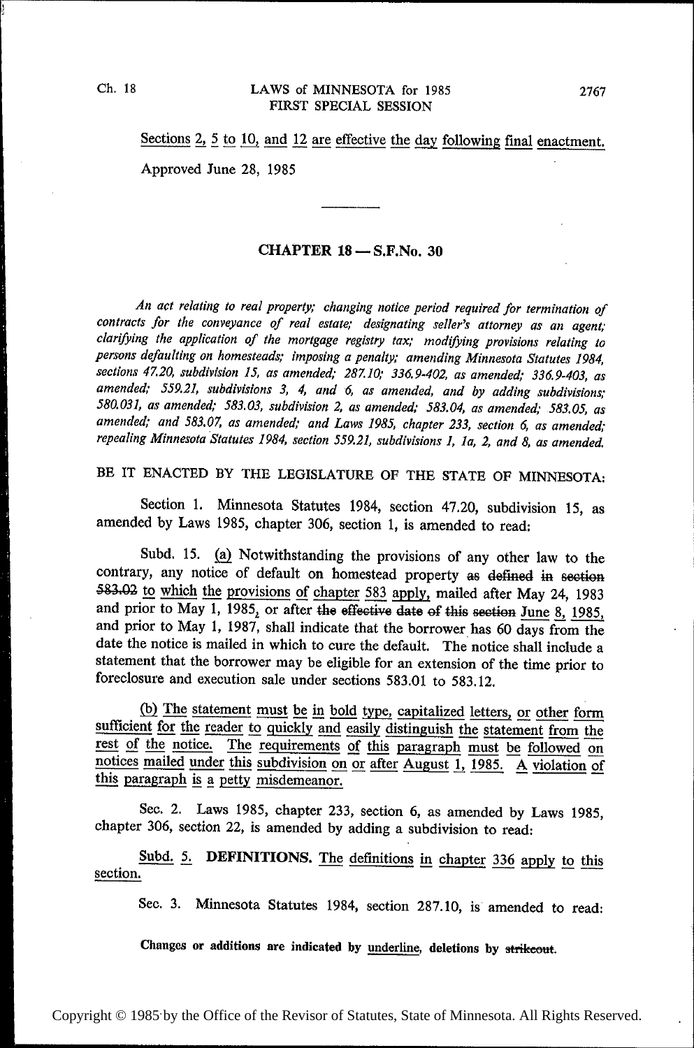Sections 2, 5 to 10, and 12 are effective the day following final enactment.

Approved June 28, 1985

## CHAPTER 18 — S.F.No. 30

*An act relating to real property; changing notice period required for termination of contracts for the conveyance of real estate; designating seller's attorney as an agent; clarifying the application of the mortgage registry tax; modifying provisions relating to persons defaulting on homesteads; imposing a penalty; amending Minnesota Statutes 1984, sections 47.20, subdivision 15, as amended; 287.10; 336.9-402, as amended; 336.9-403, as amended; 559.21, subdivisions 3, 4, and 6, as amended, and by adding subdivisions; 580.031, as amended; 583.03, subdivision 2, as amended; 583.04, as amended; 583.05, as amended; and 583.07, as amended; and Laws 1985, chapter 233, section 6, as amended; repealing Minnesota Statutes 1984, section 559.21, subdivisions 1, 1a, 2, and 8, as amended.*

BE IT ENACTED BY THE LEGISLATURE OF THE STATE OF MINNESOTA:

Section 1. Minnesota Statutes 1984, section 47.20, subdivision 15, as amended by Laws 1985, chapter 306, section 1, is amended to read:

Subd. 15. (a) Notwithstanding the provisions of any other law to the contrary, any notice of default on homestead property ~~as defined in section 583.02~~ to which the provisions of chapter 583 apply, mailed after May 24, 1983 and prior to May 1, 1985, or after ~~the effective date of this section~~ June 8, 1985, and prior to May 1, 1987, shall indicate that the borrower has 60 days from the date the notice is mailed in which to cure the default. The notice shall include a statement that the borrower may be eligible for an extension of the time prior to foreclosure and execution sale under sections 583.01 to 583.12.

(b) The statement must be in bold type, capitalized letters, or other form sufficient for the reader to quickly and easily distinguish the statement from the rest of the notice. The requirements of this paragraph must be followed on notices mailed under this subdivision on or after August 1, 1985. A violation of this paragraph is a petty misdemeanor.

Sec. 2. Laws 1985, chapter 233, section 6, as amended by Laws 1985, chapter 306, section 22, is amended by adding a subdivision to read:

Subd. 5. **DEFINITIONS.** The definitions in chapter 336 apply to this section.

Sec. 3. Minnesota Statutes 1984, section 287.10, is amended to read:

**Changes or additions are indicated by underline, deletions by ~~strikeout~~.**